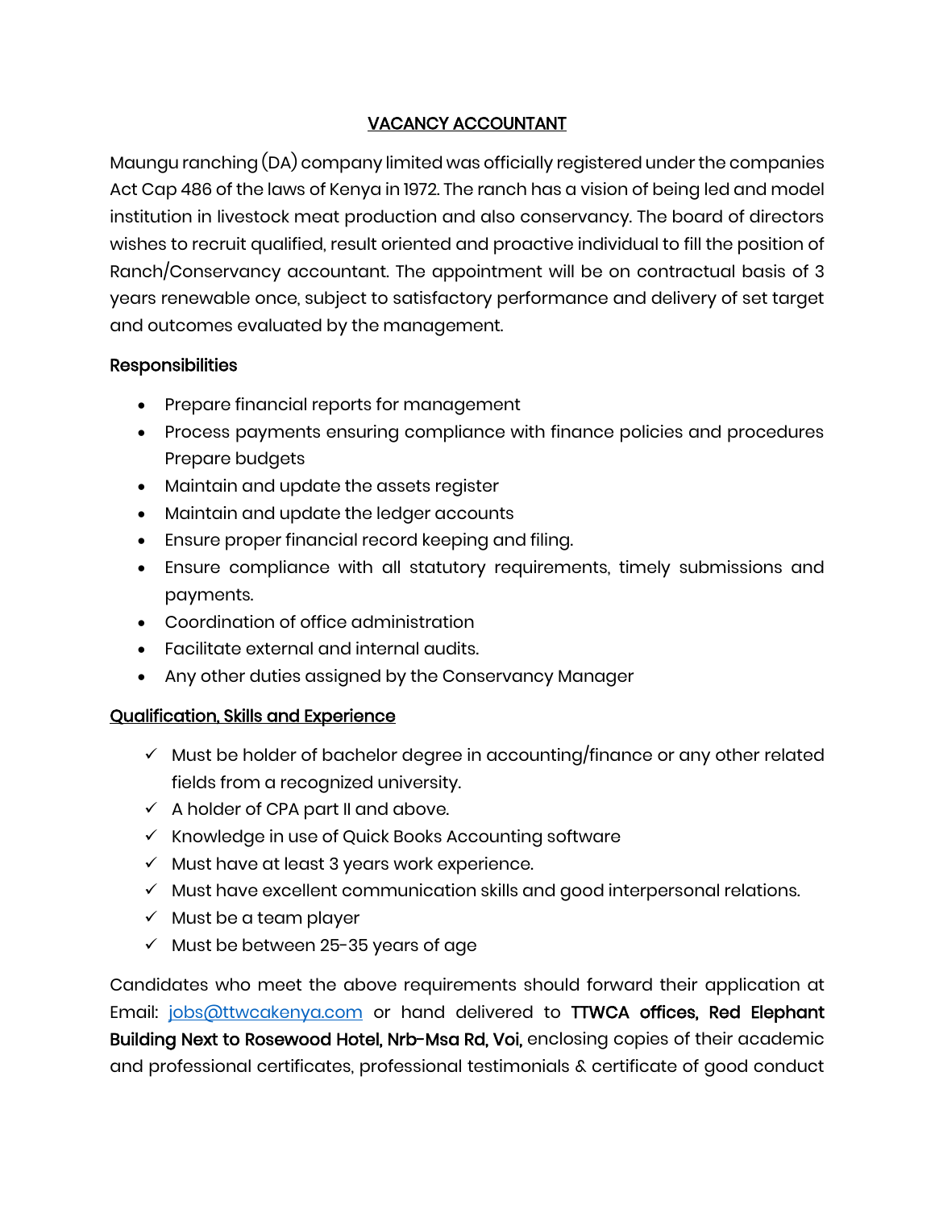# VACANCY ACCOUNTANT

Maungu ranching (DA) company limited was officially registered under the companies Act Cap 486 of the laws of Kenya in 1972. The ranch has a vision of being led and model institution in livestock meat production and also conservancy. The board of directors wishes to recruit qualified, result oriented and proactive individual to fill the position of Ranch/Conservancy accountant. The appointment will be on contractual basis of 3 years renewable once, subject to satisfactory performance and delivery of set target and outcomes evaluated by the management.

**Responsibilities**

- Prepare financial reports for management
- Process payments ensuring compliance with finance policies and procedures Prepare budgets
- Maintain and update the assets register
- Maintain and update the ledger accounts
- Ensure proper financial record keeping and filing.
- Ensure compliance with all statutory requirements, timely submissions and payments.
- Coordination of office administration
- Facilitate external and internal audits.
- Any other duties assigned by the Conservancy Manager

**Qualification, Skills and Experience**

- ✓ Must be holder of bachelor degree in accounting/finance or any other related fields from a recognized university.
- ✓ A holder of CPA part II and above.
- ✓ Knowledge in use of Quick Books Accounting software
- ✓ Must have at least 3 years work experience.
- ✓ Must have excellent communication skills and good interpersonal relations.
- ✓ Must be a team player
- ✓ Must be between 25-35 years of age

Candidates who meet the above requirements should forward their application at Email: jobs@ttwcakenya.com or hand delivered to **TTWCA offices, Red Elephant Building Next to Rosewood Hotel, Nrb-Msa Rd, Voi,** enclosing copies of their academic and professional certificates, professional testimonials & certificate of good conduct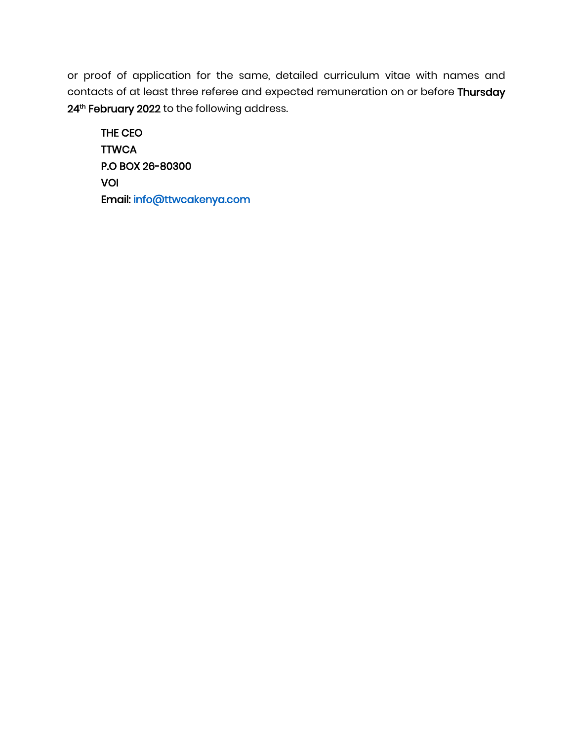or proof of application for the same, detailed curriculum vitae with names and contacts of at least three referee and expected remuneration on or before **Thursday 24th February 2022** to the following address.

THE CEO
TTWCA
P.O BOX 26-80300
VOI
Email: info@ttwcakenya.com